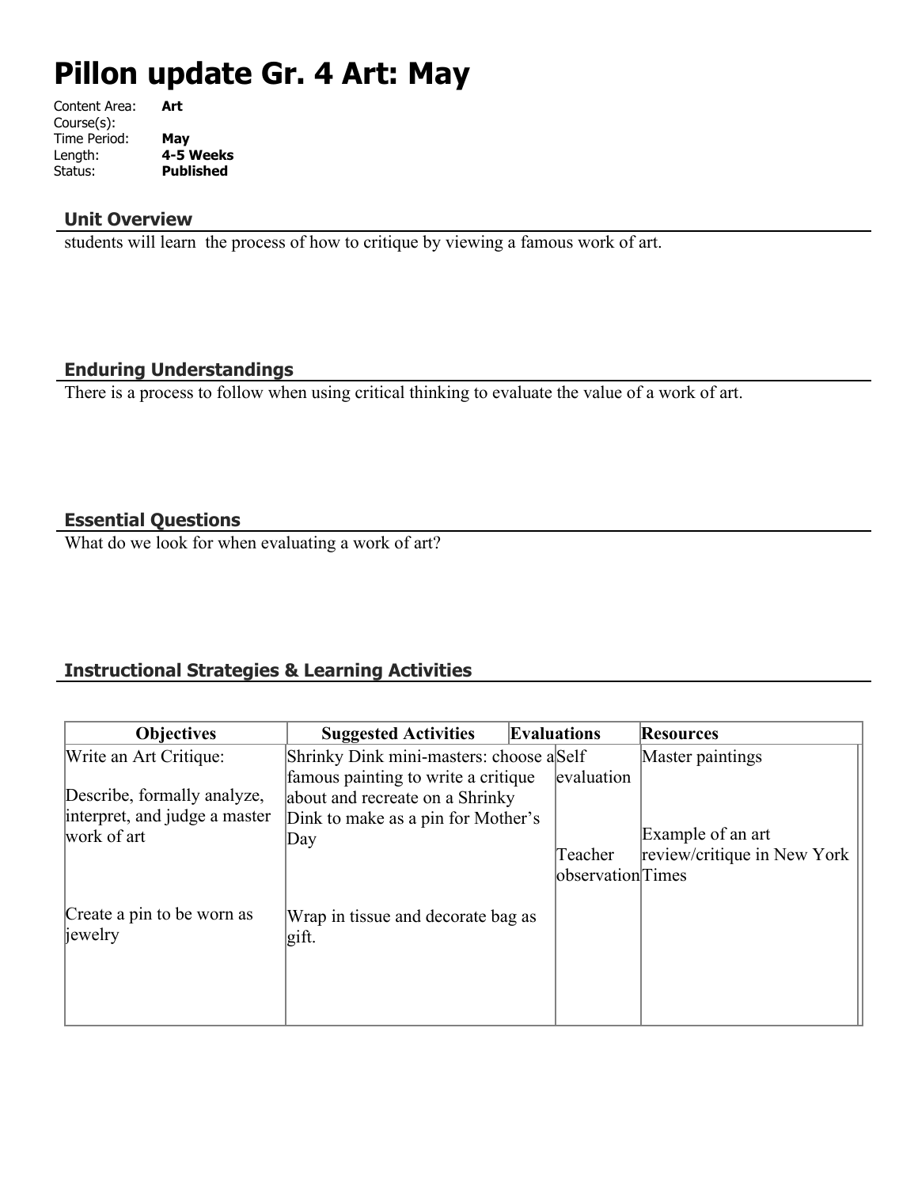# Pillon update Gr. 4 Art: May

Content Area: **Art**
Course(s):
Time Period: **May**
Length: **4-5 Weeks**
Status: **Published**

## Unit Overview

students will learn the process of how to critique by viewing a famous work of art.

## Enduring Understandings

There is a process to follow when using critical thinking to evaluate the value of a work of art.

## Essential Questions

What do we look for when evaluating a work of art?

## Instructional Strategies & Learning Activities

| Objectives | Suggested Activities | Evaluations | Resources |
|---|---|---|---|
| Write an Art Critique:<br><br>Describe, formally analyze, interpret, and judge a master work of art<br><br>Create a pin to be worn as jewelry | Shrinky Dink mini-masters: choose a famous painting to write a critique about and recreate on a Shrinky Dink to make as a pin for Mother's Day<br><br>Wrap in tissue and decorate bag as gift. | Self evaluation<br><br>Teacher observation | Master paintings<br><br>Example of an art review/critique in New York Times |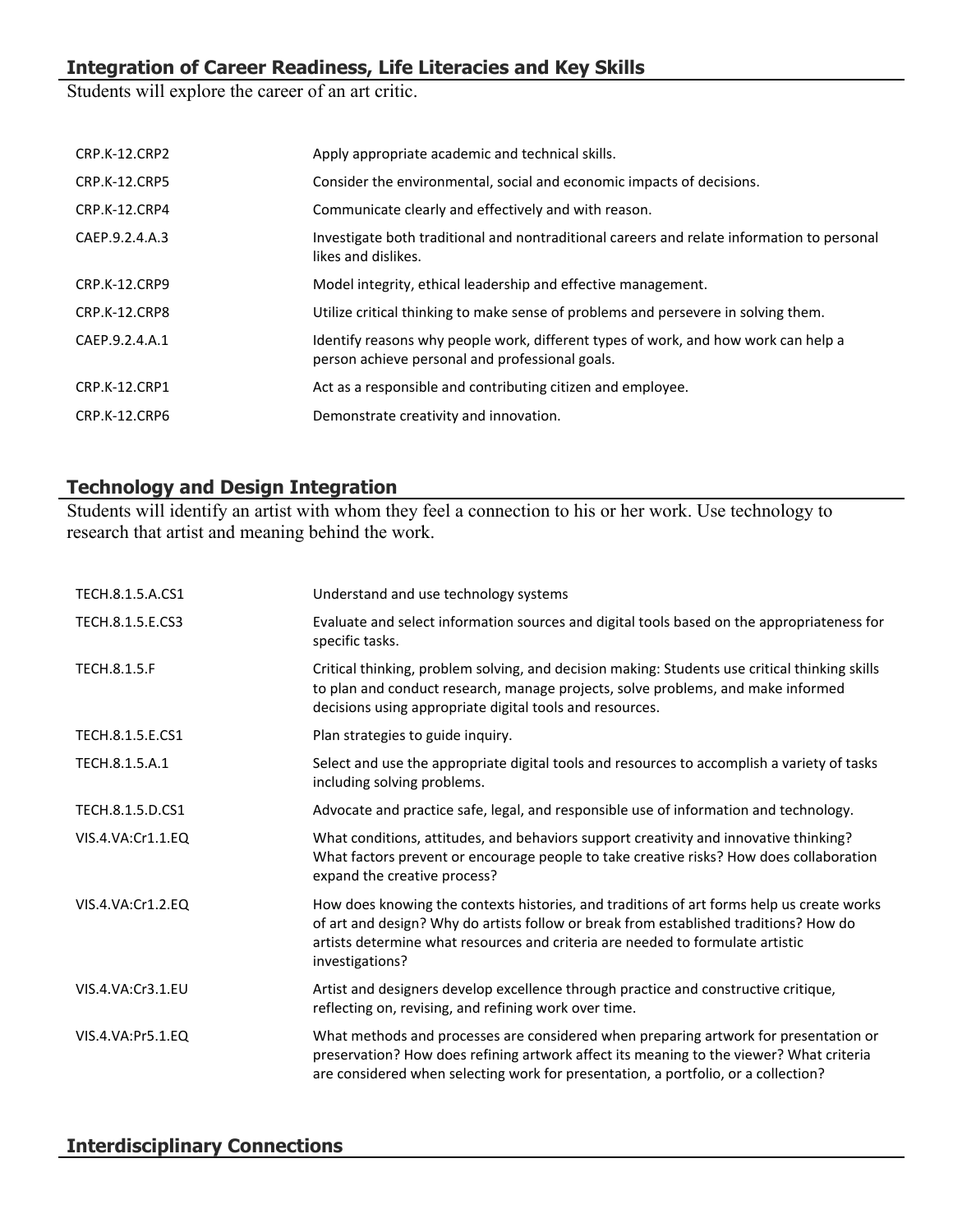## Integration of Career Readiness, Life Literacies and Key Skills

Students will explore the career of an art critic.

| | |
|---|---|
| CRP.K-12.CRP2 | Apply appropriate academic and technical skills. |
| CRP.K-12.CRP5 | Consider the environmental, social and economic impacts of decisions. |
| CRP.K-12.CRP4 | Communicate clearly and effectively and with reason. |
| CAEP.9.2.4.A.3 | Investigate both traditional and nontraditional careers and relate information to personal likes and dislikes. |
| CRP.K-12.CRP9 | Model integrity, ethical leadership and effective management. |
| CRP.K-12.CRP8 | Utilize critical thinking to make sense of problems and persevere in solving them. |
| CAEP.9.2.4.A.1 | Identify reasons why people work, different types of work, and how work can help a person achieve personal and professional goals. |
| CRP.K-12.CRP1 | Act as a responsible and contributing citizen and employee. |
| CRP.K-12.CRP6 | Demonstrate creativity and innovation. |

## Technology and Design Integration

Students will identify an artist with whom they feel a connection to his or her work. Use technology to research that artist and meaning behind the work.

| | |
|---|---|
| TECH.8.1.5.A.CS1 | Understand and use technology systems |
| TECH.8.1.5.E.CS3 | Evaluate and select information sources and digital tools based on the appropriateness for specific tasks. |
| TECH.8.1.5.F | Critical thinking, problem solving, and decision making: Students use critical thinking skills to plan and conduct research, manage projects, solve problems, and make informed decisions using appropriate digital tools and resources. |
| TECH.8.1.5.E.CS1 | Plan strategies to guide inquiry. |
| TECH.8.1.5.A.1 | Select and use the appropriate digital tools and resources to accomplish a variety of tasks including solving problems. |
| TECH.8.1.5.D.CS1 | Advocate and practice safe, legal, and responsible use of information and technology. |
| VIS.4.VA:Cr1.1.EQ | What conditions, attitudes, and behaviors support creativity and innovative thinking? What factors prevent or encourage people to take creative risks? How does collaboration expand the creative process? |
| VIS.4.VA:Cr1.2.EQ | How does knowing the contexts histories, and traditions of art forms help us create works of art and design? Why do artists follow or break from established traditions? How do artists determine what resources and criteria are needed to formulate artistic investigations? |
| VIS.4.VA:Cr3.1.EU | Artist and designers develop excellence through practice and constructive critique, reflecting on, revising, and refining work over time. |
| VIS.4.VA:Pr5.1.EQ | What methods and processes are considered when preparing artwork for presentation or preservation? How does refining artwork affect its meaning to the viewer? What criteria are considered when selecting work for presentation, a portfolio, or a collection? |

## Interdisciplinary Connections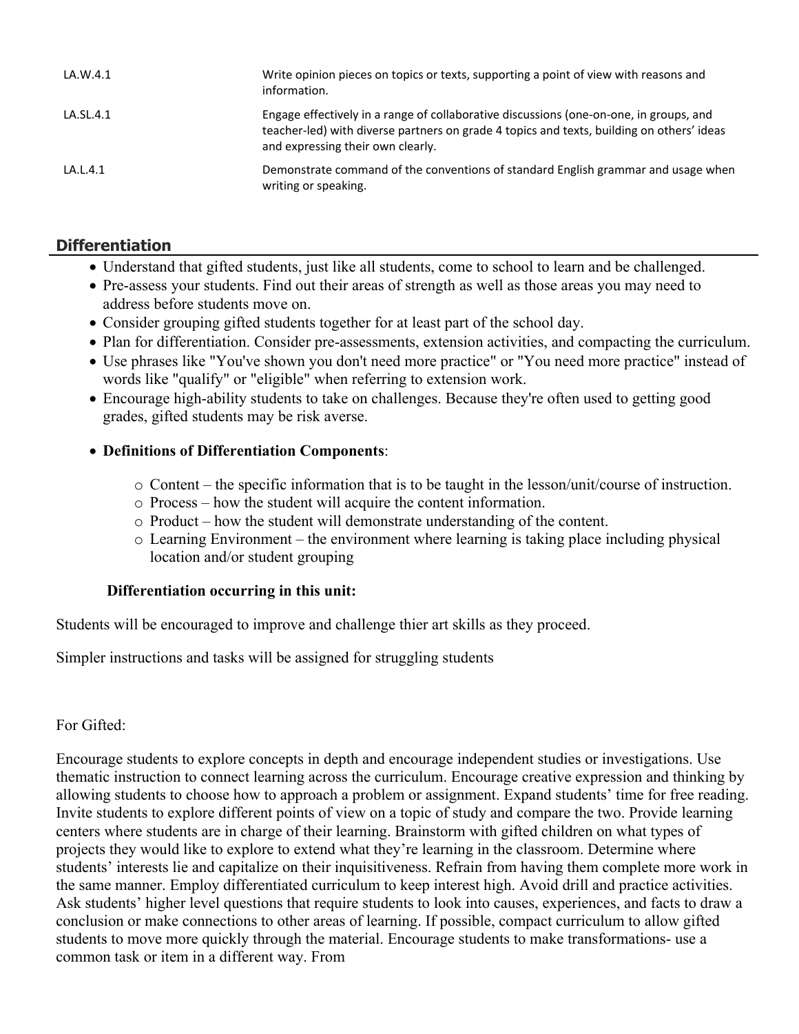| | |
|---|---|
| LA.W.4.1 | Write opinion pieces on topics or texts, supporting a point of view with reasons and information. |
| LA.SL.4.1 | Engage effectively in a range of collaborative discussions (one-on-one, in groups, and teacher-led) with diverse partners on grade 4 topics and texts, building on others' ideas and expressing their own clearly. |
| LA.L.4.1 | Demonstrate command of the conventions of standard English grammar and usage when writing or speaking. |

## Differentiation

- Understand that gifted students, just like all students, come to school to learn and be challenged.
- Pre-assess your students. Find out their areas of strength as well as those areas you may need to address before students move on.
- Consider grouping gifted students together for at least part of the school day.
- Plan for differentiation. Consider pre-assessments, extension activities, and compacting the curriculum.
- Use phrases like "You've shown you don't need more practice" or "You need more practice" instead of words like "qualify" or "eligible" when referring to extension work.
- Encourage high-ability students to take on challenges. Because they're often used to getting good grades, gifted students may be risk averse.
- **Definitions of Differentiation Components**:
  - Content – the specific information that is to be taught in the lesson/unit/course of instruction.
  - Process – how the student will acquire the content information.
  - Product – how the student will demonstrate understanding of the content.
  - Learning Environment – the environment where learning is taking place including physical location and/or student grouping

**Differentiation occurring in this unit:**

Students will be encouraged to improve and challenge thier art skills as they proceed.

Simpler instructions and tasks will be assigned for struggling students

For Gifted:

Encourage students to explore concepts in depth and encourage independent studies or investigations. Use thematic instruction to connect learning across the curriculum. Encourage creative expression and thinking by allowing students to choose how to approach a problem or assignment. Expand students' time for free reading. Invite students to explore different points of view on a topic of study and compare the two. Provide learning centers where students are in charge of their learning. Brainstorm with gifted children on what types of projects they would like to explore to extend what they're learning in the classroom. Determine where students' interests lie and capitalize on their inquisitiveness. Refrain from having them complete more work in the same manner. Employ differentiated curriculum to keep interest high. Avoid drill and practice activities. Ask students' higher level questions that require students to look into causes, experiences, and facts to draw a conclusion or make connections to other areas of learning. If possible, compact curriculum to allow gifted students to move more quickly through the material. Encourage students to make transformations- use a common task or item in a different way. From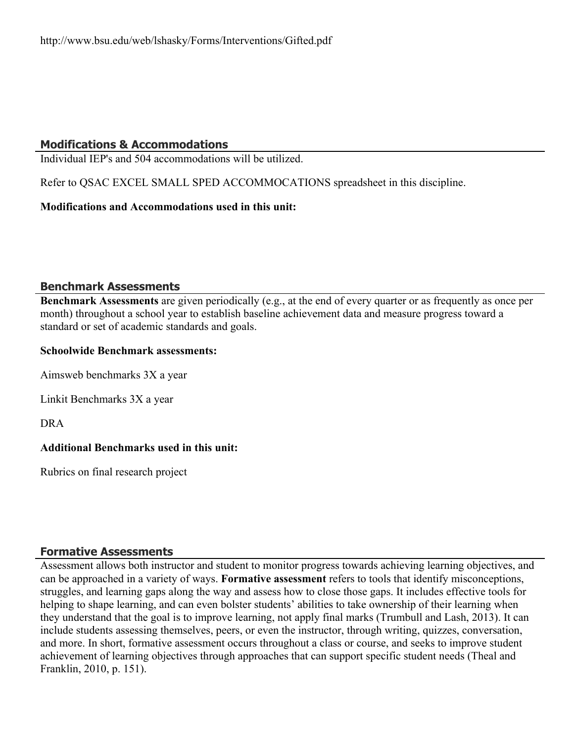http://www.bsu.edu/web/lshasky/Forms/Interventions/Gifted.pdf

## Modifications & Accommodations

Individual IEP's and 504 accommodations will be utilized.

Refer to QSAC EXCEL SMALL SPED ACCOMMOCATIONS spreadsheet in this discipline.

**Modifications and Accommodations used in this unit:**

## Benchmark Assessments

**Benchmark Assessments** are given periodically (e.g., at the end of every quarter or as frequently as once per month) throughout a school year to establish baseline achievement data and measure progress toward a standard or set of academic standards and goals.

**Schoolwide Benchmark assessments:**

Aimsweb benchmarks 3X a year

Linkit Benchmarks 3X a year

DRA

**Additional Benchmarks used in this unit:**

Rubrics on final research project

## Formative Assessments

Assessment allows both instructor and student to monitor progress towards achieving learning objectives, and can be approached in a variety of ways. **Formative assessment** refers to tools that identify misconceptions, struggles, and learning gaps along the way and assess how to close those gaps. It includes effective tools for helping to shape learning, and can even bolster students' abilities to take ownership of their learning when they understand that the goal is to improve learning, not apply final marks (Trumbull and Lash, 2013). It can include students assessing themselves, peers, or even the instructor, through writing, quizzes, conversation, and more. In short, formative assessment occurs throughout a class or course, and seeks to improve student achievement of learning objectives through approaches that can support specific student needs (Theal and Franklin, 2010, p. 151).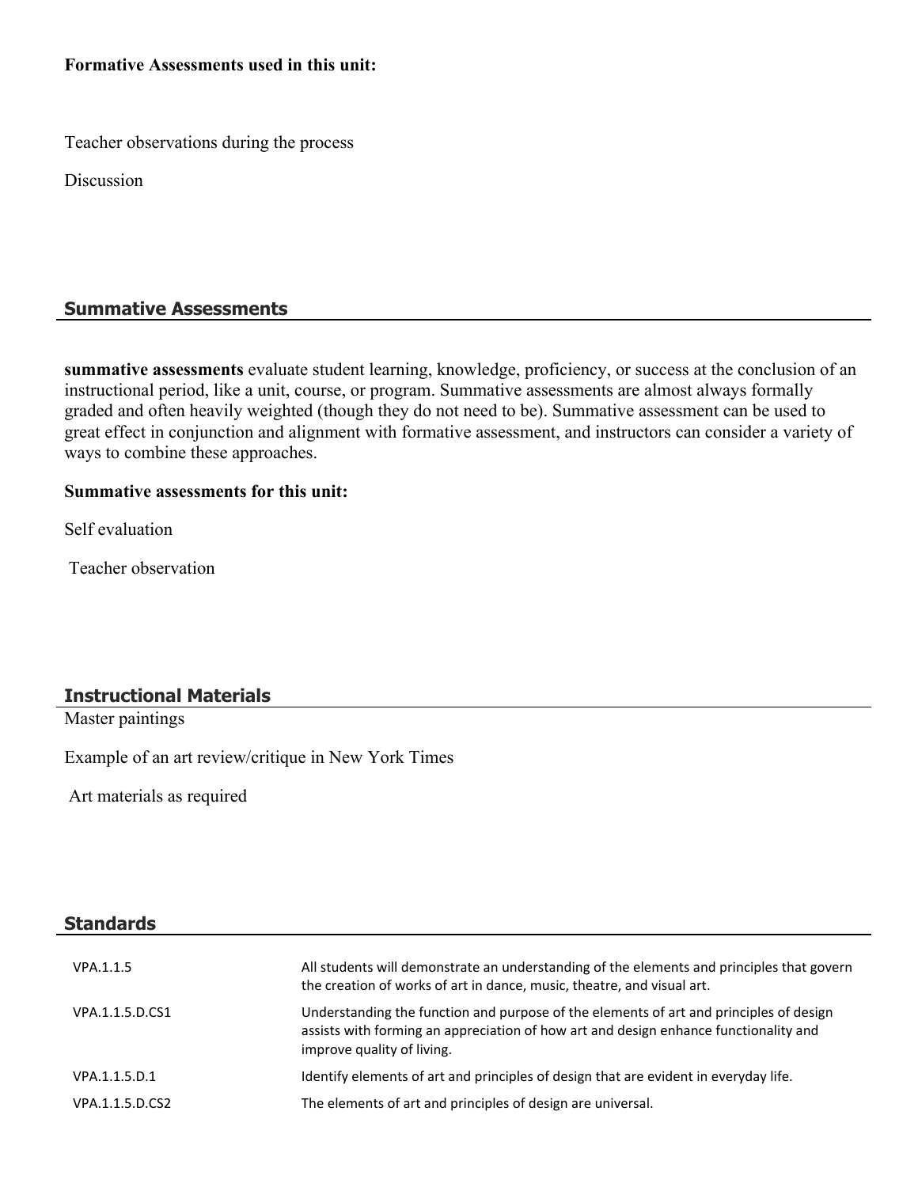**Formative Assessments used in this unit:**

Teacher observations during the process

Discussion

## Summative Assessments

**summative assessments** evaluate student learning, knowledge, proficiency, or success at the conclusion of an instructional period, like a unit, course, or program. Summative assessments are almost always formally graded and often heavily weighted (though they do not need to be). Summative assessment can be used to great effect in conjunction and alignment with formative assessment, and instructors can consider a variety of ways to combine these approaches.

**Summative assessments for this unit:**

Self evaluation

Teacher observation

## Instructional Materials

Master paintings

Example of an art review/critique in New York Times

Art materials as required

## Standards

| | |
|---|---|
| VPA.1.1.5 | All students will demonstrate an understanding of the elements and principles that govern the creation of works of art in dance, music, theatre, and visual art. |
| VPA.1.1.5.D.CS1 | Understanding the function and purpose of the elements of art and principles of design assists with forming an appreciation of how art and design enhance functionality and improve quality of living. |
| VPA.1.1.5.D.1 | Identify elements of art and principles of design that are evident in everyday life. |
| VPA.1.1.5.D.CS2 | The elements of art and principles of design are universal. |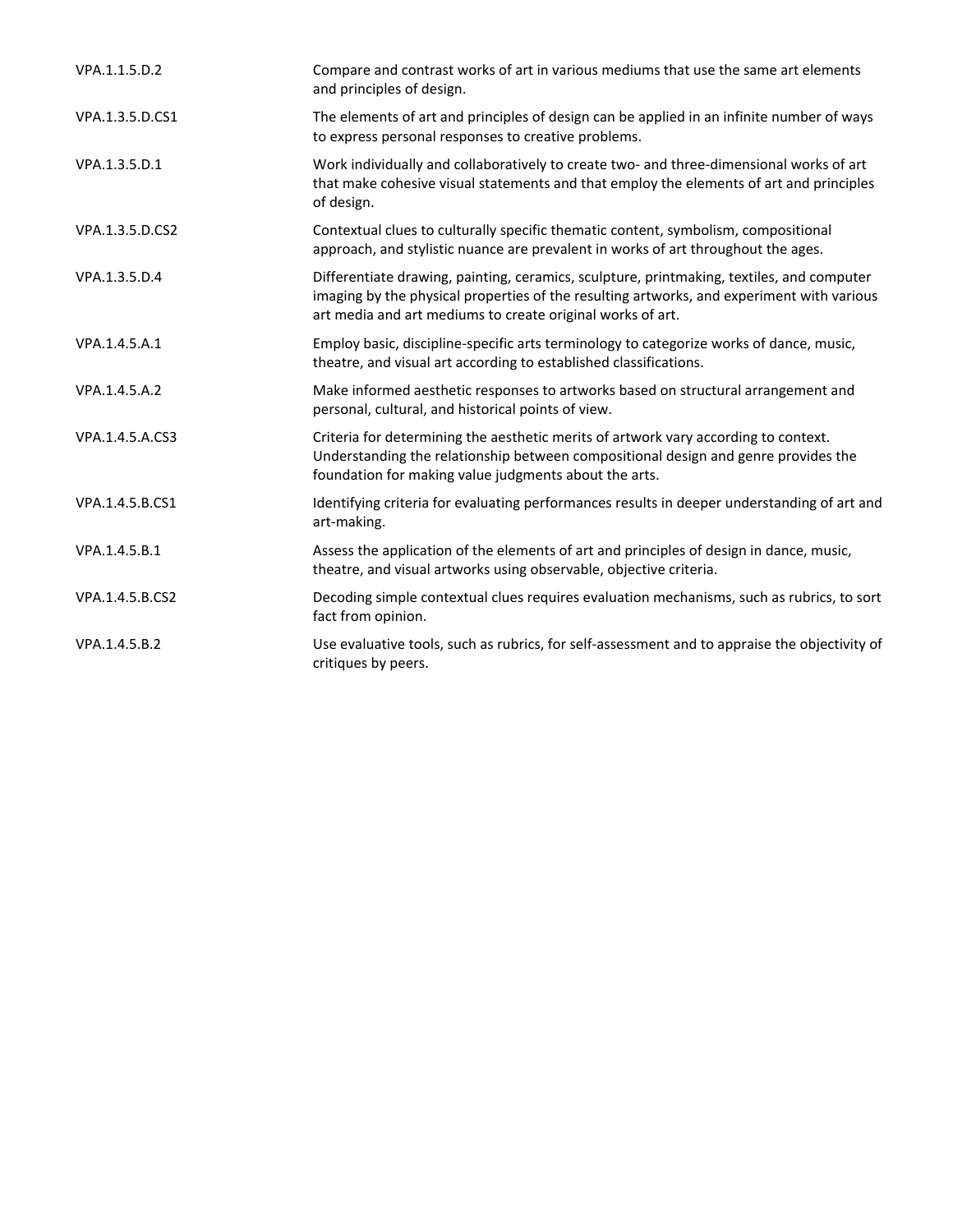| | |
|---|---|
| VPA.1.1.5.D.2 | Compare and contrast works of art in various mediums that use the same art elements and principles of design. |
| VPA.1.3.5.D.CS1 | The elements of art and principles of design can be applied in an infinite number of ways to express personal responses to creative problems. |
| VPA.1.3.5.D.1 | Work individually and collaboratively to create two- and three-dimensional works of art that make cohesive visual statements and that employ the elements of art and principles of design. |
| VPA.1.3.5.D.CS2 | Contextual clues to culturally specific thematic content, symbolism, compositional approach, and stylistic nuance are prevalent in works of art throughout the ages. |
| VPA.1.3.5.D.4 | Differentiate drawing, painting, ceramics, sculpture, printmaking, textiles, and computer imaging by the physical properties of the resulting artworks, and experiment with various art media and art mediums to create original works of art. |
| VPA.1.4.5.A.1 | Employ basic, discipline-specific arts terminology to categorize works of dance, music, theatre, and visual art according to established classifications. |
| VPA.1.4.5.A.2 | Make informed aesthetic responses to artworks based on structural arrangement and personal, cultural, and historical points of view. |
| VPA.1.4.5.A.CS3 | Criteria for determining the aesthetic merits of artwork vary according to context. Understanding the relationship between compositional design and genre provides the foundation for making value judgments about the arts. |
| VPA.1.4.5.B.CS1 | Identifying criteria for evaluating performances results in deeper understanding of art and art-making. |
| VPA.1.4.5.B.1 | Assess the application of the elements of art and principles of design in dance, music, theatre, and visual artworks using observable, objective criteria. |
| VPA.1.4.5.B.CS2 | Decoding simple contextual clues requires evaluation mechanisms, such as rubrics, to sort fact from opinion. |
| VPA.1.4.5.B.2 | Use evaluative tools, such as rubrics, for self-assessment and to appraise the objectivity of critiques by peers. |